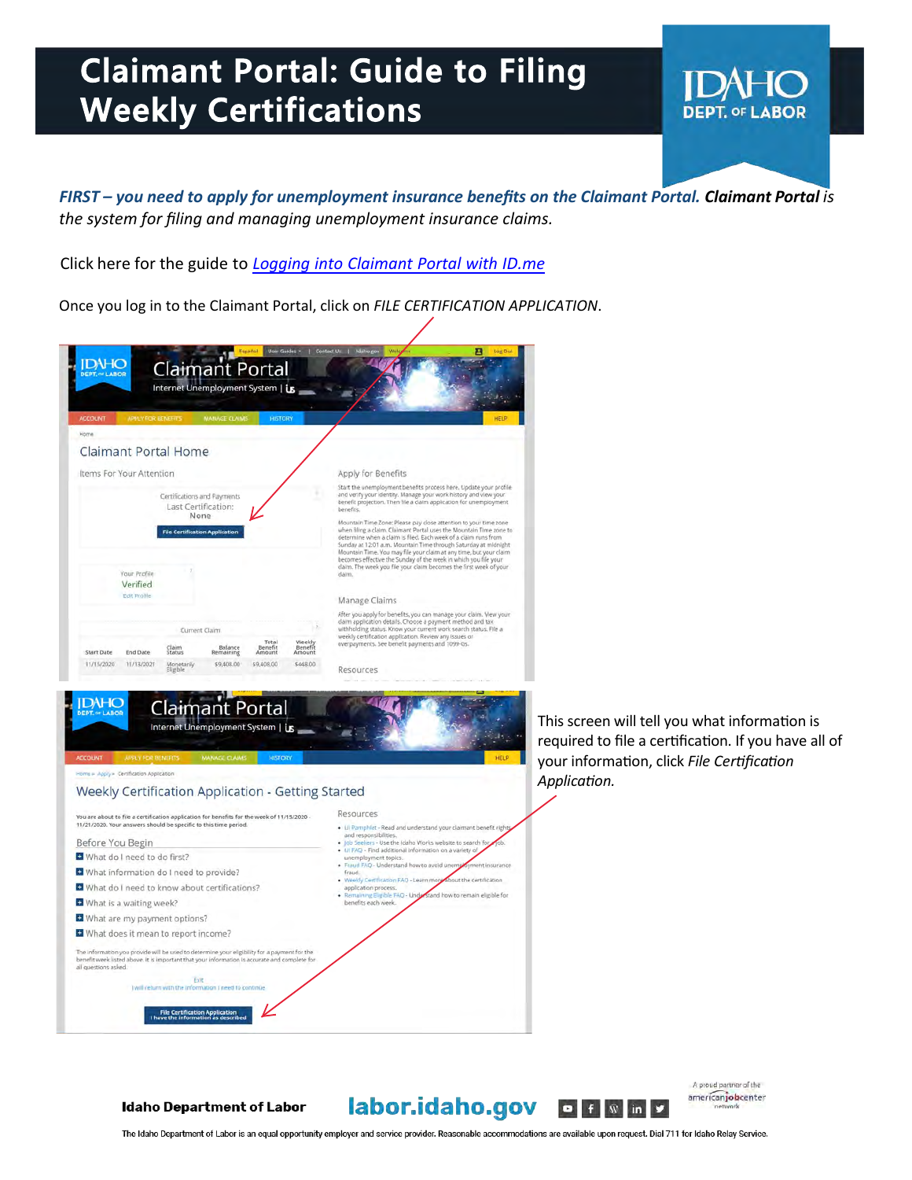# Claimant Portal: Guide to Filing Weekly Certifications

***FIRST – you need to apply for unemployment insurance benefits on the Claimant Portal. Claimant Portal** is the system for filing and managing unemployment insurance claims.*

Click here for the guide to *Logging into Claimant Portal with ID.me*

Once you log in to the Claimant Portal, click on *FILE CERTIFICATION APPLICATION*.

This screen will tell you what information is required to file a certification. If you have all of your information, click *File Certification Application.*

**Idaho Department of Labor** labor.idaho.gov

The Idaho Department of Labor is an equal opportunity employer and service provider. Reasonable accommodations are available upon request. Dial 711 for Idaho Relay Service.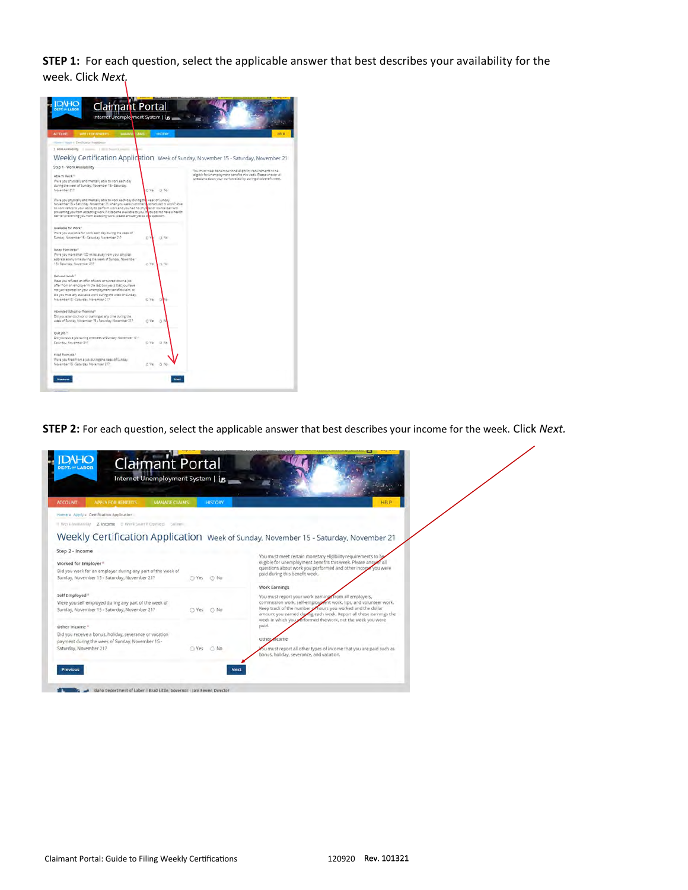**STEP 1:** For each question, select the applicable answer that best describes your availability for the week. Click *Next.*

**STEP 2:** For each question, select the applicable answer that best describes your income for the week. Click *Next.*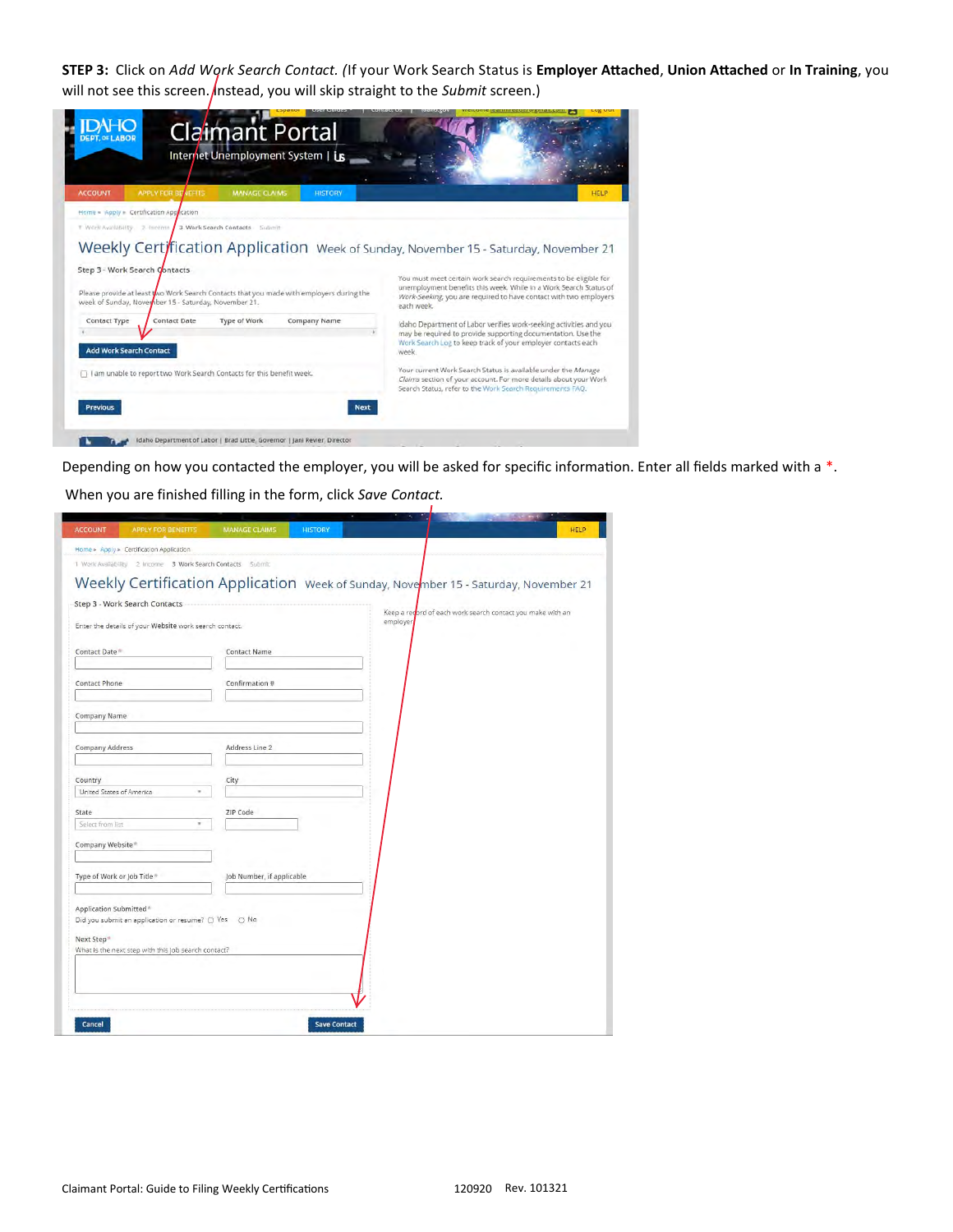**STEP 3:** Click on *Add Work Search Contact. (*If your Work Search Status is **Employer Attached**, **Union Attached** or **In Training**, you will not see this screen. Instead, you will skip straight to the *Submit* screen.)

Depending on how you contacted the employer, you will be asked for specific information. Enter all fields marked with a *.

When you are finished filling in the form, click *Save Contact.*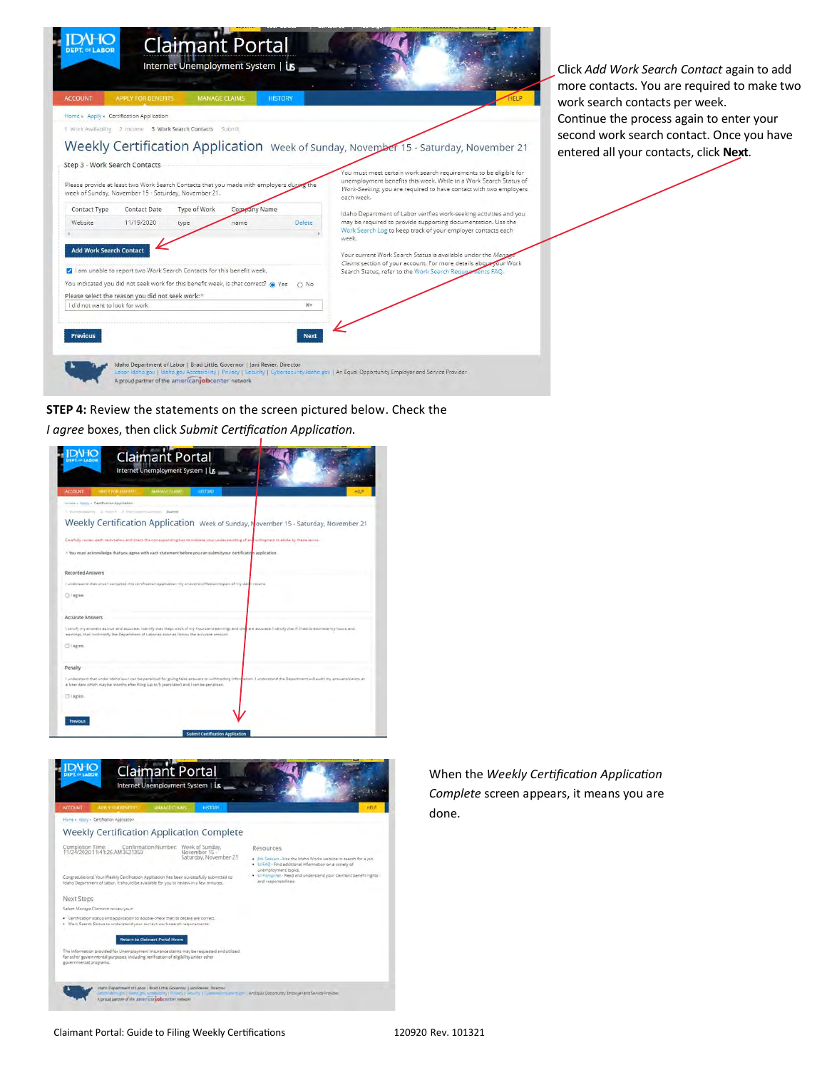Click *Add Work Search Contact* again to add more contacts. You are required to make two work search contacts per week.

Continue the process again to enter your second work search contact. Once you have entered all your contacts, click **Next**.

**STEP 4:** Review the statements on the screen pictured below. Check the *I agree* boxes, then click *Submit Certification Application.*

When the *Weekly Certification Application Complete* screen appears, it means you are done.

Claimant Portal: Guide to Filing Weekly Certifications 120920 Rev. 101321